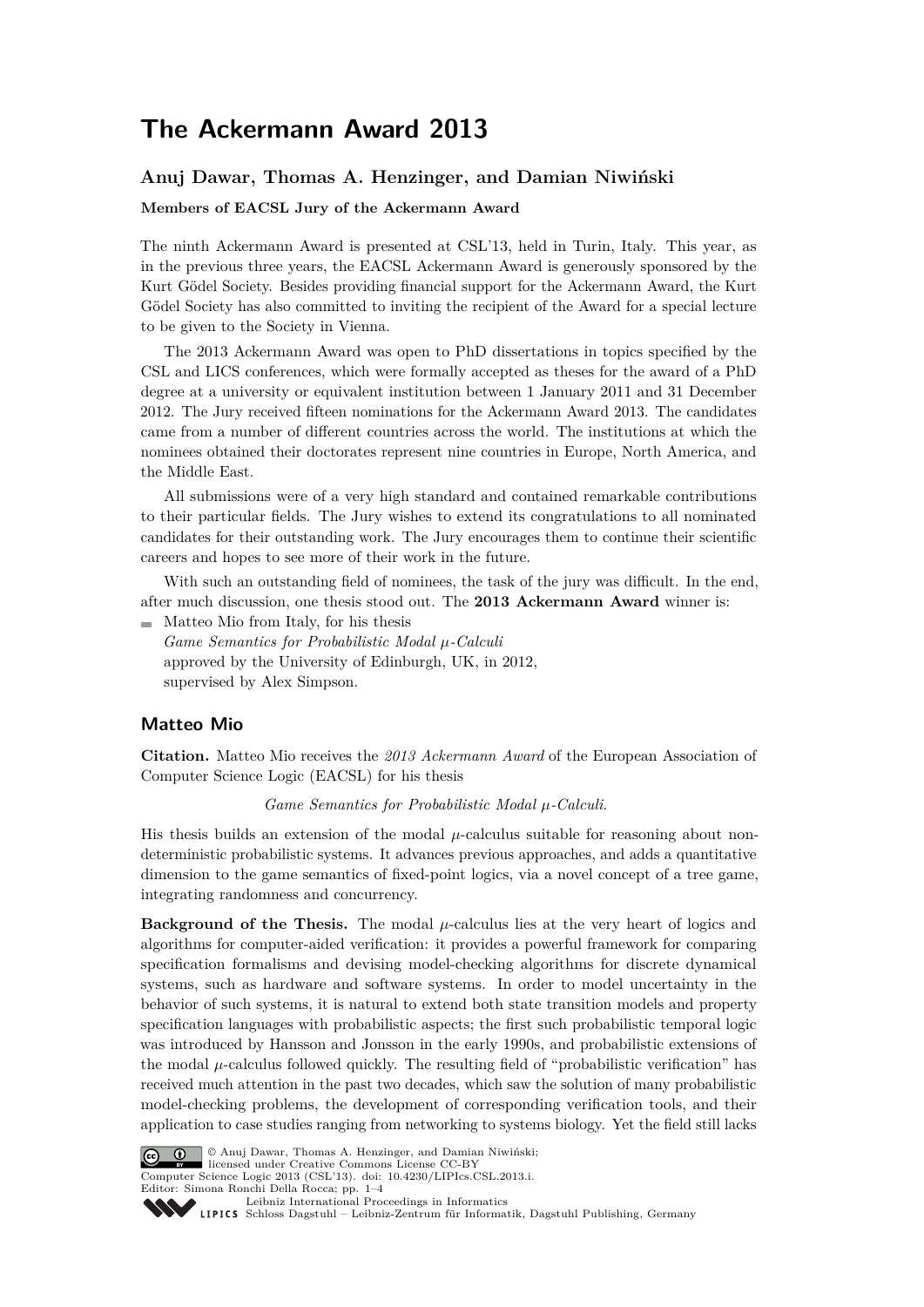# The Ackermann Award 2013

### Anuj Dawar, Thomas A. Henzinger, and Damian Niwiński

**Members of EACSL Jury of the Ackermann Award**

The ninth Ackermann Award is presented at CSL'13, held in Turin, Italy. This year, as in the previous three years, the EACSL Ackermann Award is generously sponsored by the Kurt Gödel Society. Besides providing financial support for the Ackermann Award, the Kurt Gödel Society has also committed to inviting the recipient of the Award for a special lecture to be given to the Society in Vienna.

The 2013 Ackermann Award was open to PhD dissertations in topics specified by the CSL and LICS conferences, which were formally accepted as theses for the award of a PhD degree at a university or equivalent institution between 1 January 2011 and 31 December 2012. The Jury received fifteen nominations for the Ackermann Award 2013. The candidates came from a number of different countries across the world. The institutions at which the nominees obtained their doctorates represent nine countries in Europe, North America, and the Middle East.

All submissions were of a very high standard and contained remarkable contributions to their particular fields. The Jury wishes to extend its congratulations to all nominated candidates for their outstanding work. The Jury encourages them to continue their scientific careers and hopes to see more of their work in the future.

With such an outstanding field of nominees, the task of the jury was difficult. In the end, after much discussion, one thesis stood out. The **2013 Ackermann Award** winner is:

- Matteo Mio from Italy, for his thesis
  *Game Semantics for Probabilistic Modal $\mu$-Calculi*
  approved by the University of Edinburgh, UK, in 2012,
  supervised by Alex Simpson.

## Matteo Mio

**Citation.** Matteo Mio receives the *2013 Ackermann Award* of the European Association of Computer Science Logic (EACSL) for his thesis

*Game Semantics for Probabilistic Modal $\mu$-Calculi.*

His thesis builds an extension of the modal $\mu$-calculus suitable for reasoning about non-deterministic probabilistic systems. It advances previous approaches, and adds a quantitative dimension to the game semantics of fixed-point logics, via a novel concept of a tree game, integrating randomness and concurrency.

**Background of the Thesis.** The modal $\mu$-calculus lies at the very heart of logics and algorithms for computer-aided verification: it provides a powerful framework for comparing specification formalisms and devising model-checking algorithms for discrete dynamical systems, such as hardware and software systems. In order to model uncertainty in the behavior of such systems, it is natural to extend both state transition models and property specification languages with probabilistic aspects; the first such probabilistic temporal logic was introduced by Hansson and Jonsson in the early 1990s, and probabilistic extensions of the modal $\mu$-calculus followed quickly. The resulting field of "probabilistic verification" has received much attention in the past two decades, which saw the solution of many probabilistic model-checking problems, the development of corresponding verification tools, and their application to case studies ranging from networking to systems biology. Yet the field still lacks

© Anuj Dawar, Thomas A. Henzinger, and Damian Niwiński;
licensed under Creative Commons License CC-BY
Computer Science Logic 2013 (CSL'13). doi: 10.4230/LIPIcs.CSL.2013.i.
Editor: Simona Ronchi Della Rocca; pp. 1–4
Leibniz International Proceedings in Informatics
Schloss Dagstuhl – Leibniz-Zentrum für Informatik, Dagstuhl Publishing, Germany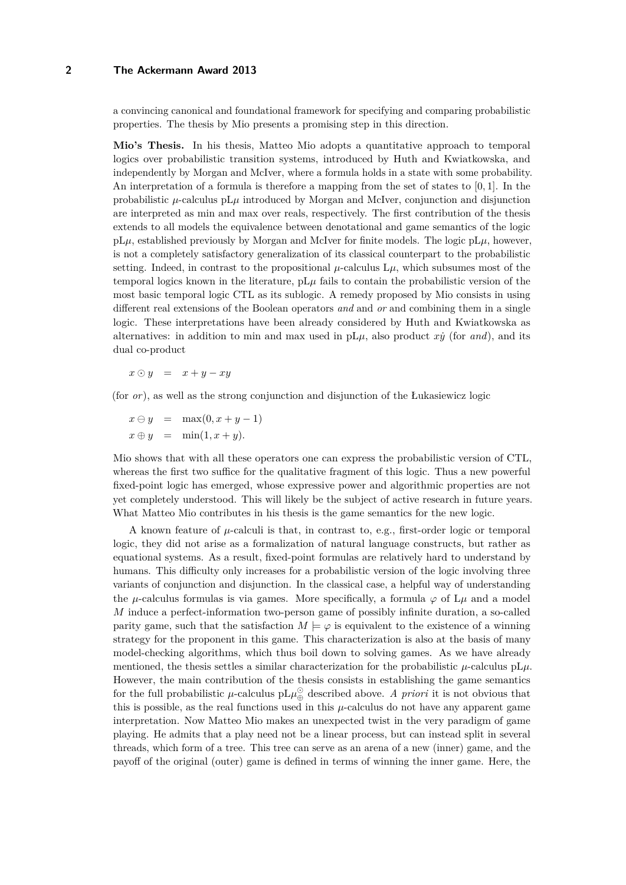a convincing canonical and foundational framework for specifying and comparing probabilistic properties. The thesis by Mio presents a promising step in this direction.

**Mio's Thesis.** In his thesis, Matteo Mio adopts a quantitative approach to temporal logics over probabilistic transition systems, introduced by Huth and Kwiatkowska, and independently by Morgan and McIver, where a formula holds in a state with some probability. An interpretation of a formula is therefore a mapping from the set of states to $[0, 1]$. In the probabilistic $\mu$-calculus pL$\mu$ introduced by Morgan and McIver, conjunction and disjunction are interpreted as min and max over reals, respectively. The first contribution of the thesis extends to all models the equivalence between denotational and game semantics of the logic pL$\mu$, established previously by Morgan and McIver for finite models. The logic pL$\mu$, however, is not a completely satisfactory generalization of its classical counterpart to the probabilistic setting. Indeed, in contrast to the propositional $\mu$-calculus L$\mu$, which subsumes most of the temporal logics known in the literature, pL$\mu$ fails to contain the probabilistic version of the most basic temporal logic CTL as its sublogic. A remedy proposed by Mio consists in using different real extensions of the Boolean operators *and* and *or* and combining them in a single logic. These interpretations have been already considered by Huth and Kwiatkowska as alternatives: in addition to min and max used in pL$\mu$, also product $x\dot{y}$ (for *and*), and its dual co-product

$$x \odot y \quad = \quad x + y - xy$$

(for *or*), as well as the strong conjunction and disjunction of the Łukasiewicz logic

$$x \ominus y \quad = \quad \max(0, x + y - 1)$$
$$x \oplus y \quad = \quad \min(1, x + y).$$

Mio shows that with all these operators one can express the probabilistic version of CTL, whereas the first two suffice for the qualitative fragment of this logic. Thus a new powerful fixed-point logic has emerged, whose expressive power and algorithmic properties are not yet completely understood. This will likely be the subject of active research in future years. What Matteo Mio contributes in his thesis is the game semantics for the new logic.

A known feature of $\mu$-calculi is that, in contrast to, e.g., first-order logic or temporal logic, they did not arise as a formalization of natural language constructs, but rather as equational systems. As a result, fixed-point formulas are relatively hard to understand by humans. This difficulty only increases for a probabilistic version of the logic involving three variants of conjunction and disjunction. In the classical case, a helpful way of understanding the $\mu$-calculus formulas is via games. More specifically, a formula $\varphi$ of L$\mu$ and a model $M$ induce a perfect-information two-person game of possibly infinite duration, a so-called parity game, such that the satisfaction $M \models \varphi$ is equivalent to the existence of a winning strategy for the proponent in this game. This characterization is also at the basis of many model-checking algorithms, which thus boil down to solving games. As we have already mentioned, the thesis settles a similar characterization for the probabilistic $\mu$-calculus pL$\mu$. However, the main contribution of the thesis consists in establishing the game semantics for the full probabilistic $\mu$-calculus pL$\mu_\oplus^\odot$ described above. *A priori* it is not obvious that this is possible, as the real functions used in this $\mu$-calculus do not have any apparent game interpretation. Now Matteo Mio makes an unexpected twist in the very paradigm of game playing. He admits that a play need not be a linear process, but can instead split in several threads, which form of a tree. This tree can serve as an arena of a new (inner) game, and the payoff of the original (outer) game is defined in terms of winning the inner game. Here, the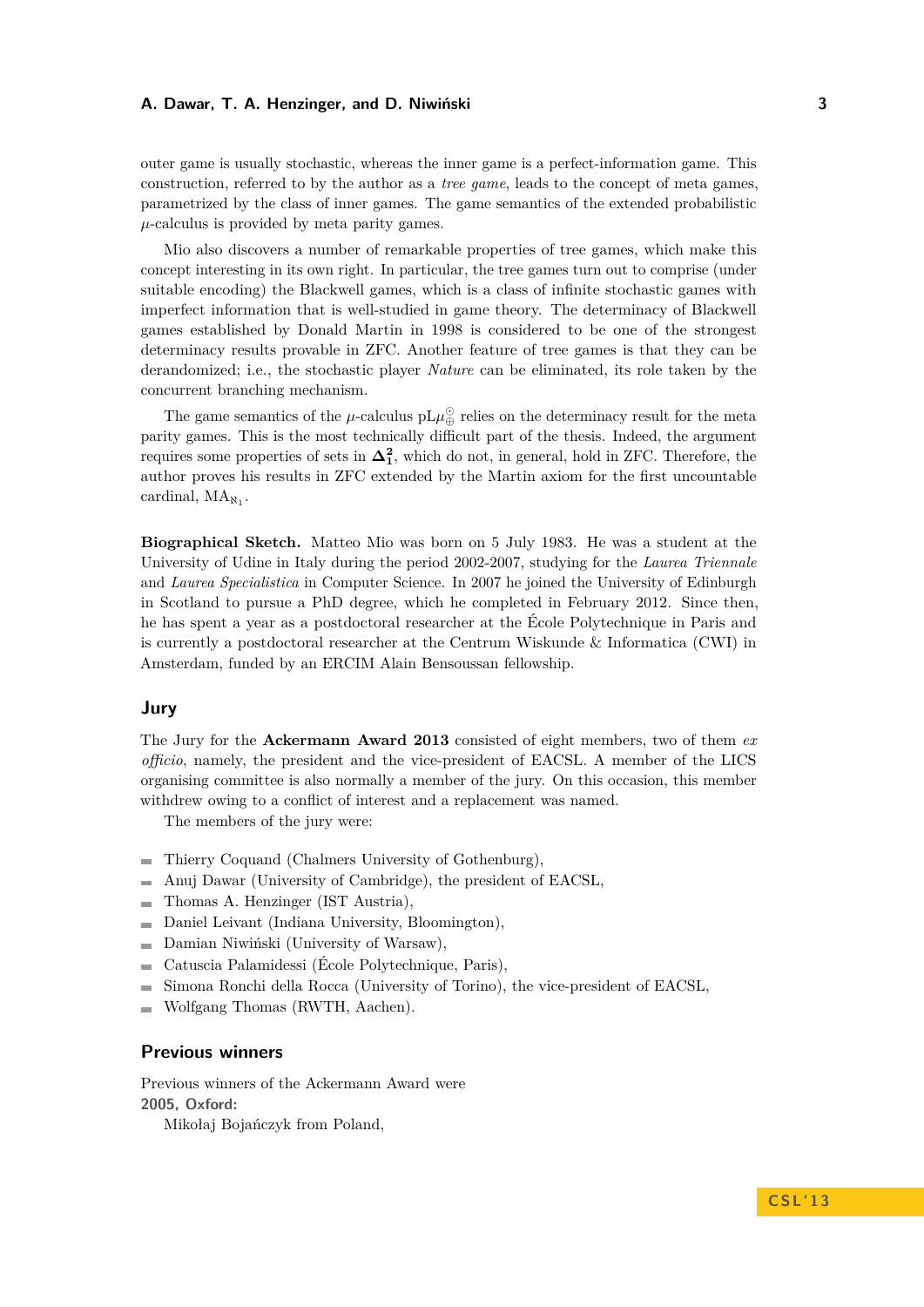outer game is usually stochastic, whereas the inner game is a perfect-information game. This construction, referred to by the author as a *tree game*, leads to the concept of meta games, parametrized by the class of inner games. The game semantics of the extended probabilistic $\mu$-calculus is provided by meta parity games.

Mio also discovers a number of remarkable properties of tree games, which make this concept interesting in its own right. In particular, the tree games turn out to comprise (under suitable encoding) the Blackwell games, which is a class of infinite stochastic games with imperfect information that is well-studied in game theory. The determinacy of Blackwell games established by Donald Martin in 1998 is considered to be one of the strongest determinacy results provable in ZFC. Another feature of tree games is that they can be derandomized; i.e., the stochastic player *Nature* can be eliminated, its role taken by the concurrent branching mechanism.

The game semantics of the $\mu$-calculus $\mathrm{pL}\mu_{\oplus}^{\odot}$ relies on the determinacy result for the meta parity games. This is the most technically difficult part of the thesis. Indeed, the argument requires some properties of sets in $\mathbf{\Delta^2_1}$, which do not, in general, hold in ZFC. Therefore, the author proves his results in ZFC extended by the Martin axiom for the first uncountable cardinal, $\mathrm{MA}_{\aleph_1}$.

**Biographical Sketch.** Matteo Mio was born on 5 July 1983. He was a student at the University of Udine in Italy during the period 2002-2007, studying for the *Laurea Triennale* and *Laurea Specialistica* in Computer Science. In 2007 he joined the University of Edinburgh in Scotland to pursue a PhD degree, which he completed in February 2012. Since then, he has spent a year as a postdoctoral researcher at the École Polytechnique in Paris and is currently a postdoctoral researcher at the Centrum Wiskunde & Informatica (CWI) in Amsterdam, funded by an ERCIM Alain Bensoussan fellowship.

## Jury

The Jury for the **Ackermann Award 2013** consisted of eight members, two of them *ex officio*, namely, the president and the vice-president of EACSL. A member of the LICS organising committee is also normally a member of the jury. On this occasion, this member withdrew owing to a conflict of interest and a replacement was named.

The members of the jury were:

- Thierry Coquand (Chalmers University of Gothenburg),
- Anuj Dawar (University of Cambridge), the president of EACSL,
- Thomas A. Henzinger (IST Austria),
- Daniel Leivant (Indiana University, Bloomington),
- Damian Niwiński (University of Warsaw),
- Catuscia Palamidessi (École Polytechnique, Paris),
- Simona Ronchi della Rocca (University of Torino), the vice-president of EACSL,
- Wolfgang Thomas (RWTH, Aachen).

## Previous winners

Previous winners of the Ackermann Award were

**2005, Oxford:**

Mikołaj Bojańczyk from Poland,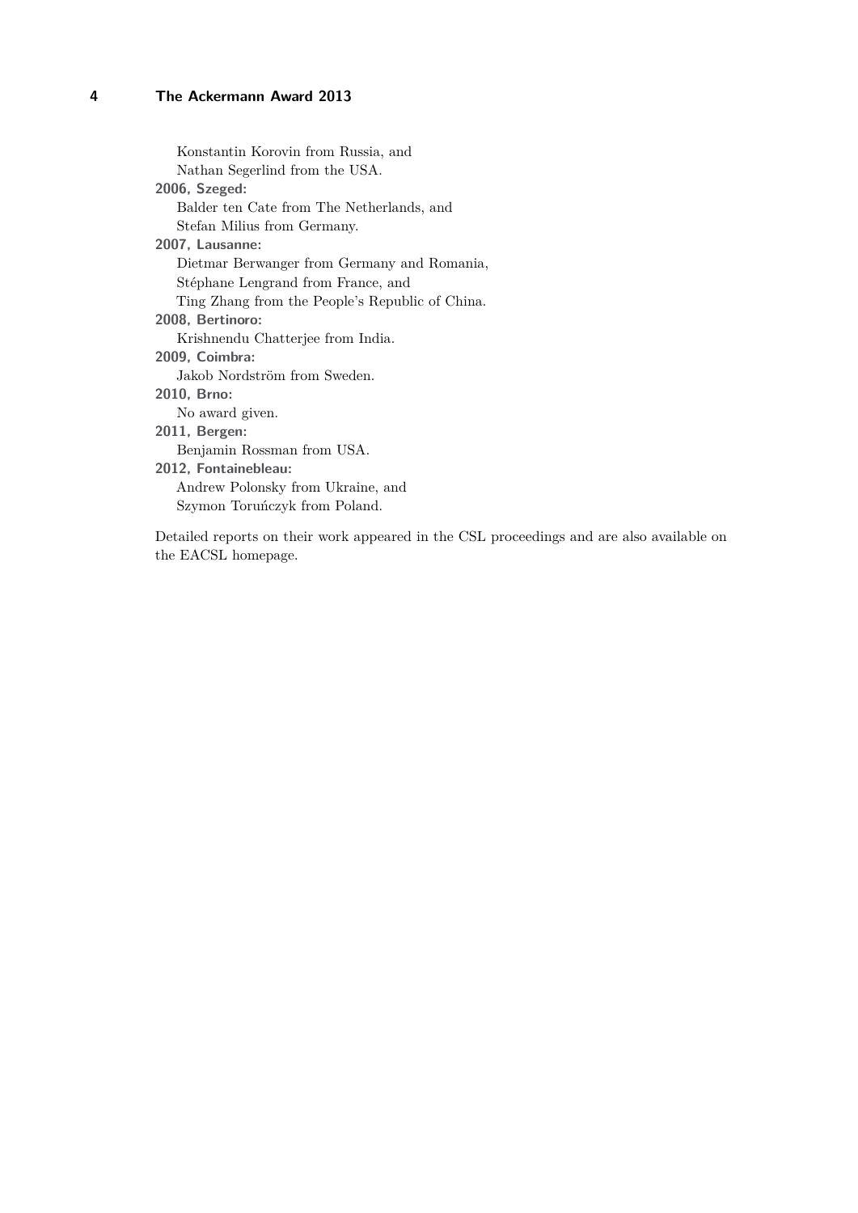Konstantin Korovin from Russia, and
Nathan Segerlind from the USA.

**2006, Szeged:**
Balder ten Cate from The Netherlands, and
Stefan Milius from Germany.

**2007, Lausanne:**
Dietmar Berwanger from Germany and Romania,
Stéphane Lengrand from France, and
Ting Zhang from the People's Republic of China.

**2008, Bertinoro:**
Krishnendu Chatterjee from India.

**2009, Coimbra:**
Jakob Nordström from Sweden.

**2010, Brno:**
No award given.

**2011, Bergen:**
Benjamin Rossman from USA.

**2012, Fontainebleau:**
Andrew Polonsky from Ukraine, and
Szymon Toruńczyk from Poland.

Detailed reports on their work appeared in the CSL proceedings and are also available on the EACSL homepage.